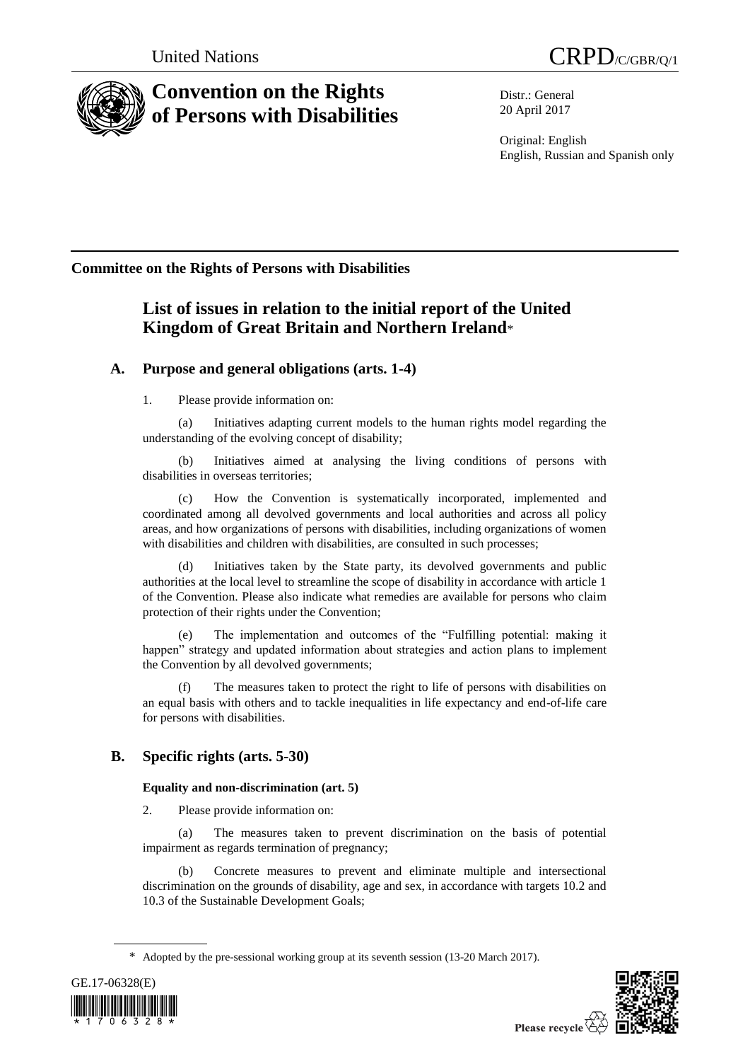United Nations CRPD/C/GBR/Q/1

# Convention on the Rights of Persons with Disabilities

Distr.: General
20 April 2017

Original: English
English, Russian and Spanish only

**Committee on the Rights of Persons with Disabilities**

## List of issues in relation to the initial report of the United Kingdom of Great Britain and Northern Ireland*

### A. Purpose and general obligations (arts. 1-4)

1. Please provide information on:

(a) Initiatives adapting current models to the human rights model regarding the understanding of the evolving concept of disability;

(b) Initiatives aimed at analysing the living conditions of persons with disabilities in overseas territories;

(c) How the Convention is systematically incorporated, implemented and coordinated among all devolved governments and local authorities and across all policy areas, and how organizations of persons with disabilities, including organizations of women with disabilities and children with disabilities, are consulted in such processes;

(d) Initiatives taken by the State party, its devolved governments and public authorities at the local level to streamline the scope of disability in accordance with article 1 of the Convention. Please also indicate what remedies are available for persons who claim protection of their rights under the Convention;

(e) The implementation and outcomes of the "Fulfilling potential: making it happen" strategy and updated information about strategies and action plans to implement the Convention by all devolved governments;

(f) The measures taken to protect the right to life of persons with disabilities on an equal basis with others and to tackle inequalities in life expectancy and end-of-life care for persons with disabilities.

### B. Specific rights (arts. 5-30)

#### Equality and non-discrimination (art. 5)

2. Please provide information on:

(a) The measures taken to prevent discrimination on the basis of potential impairment as regards termination of pregnancy;

(b) Concrete measures to prevent and eliminate multiple and intersectional discrimination on the grounds of disability, age and sex, in accordance with targets 10.2 and 10.3 of the Sustainable Development Goals;

---

\* Adopted by the pre-sessional working group at its seventh session (13-20 March 2017).

GE.17-06328(E)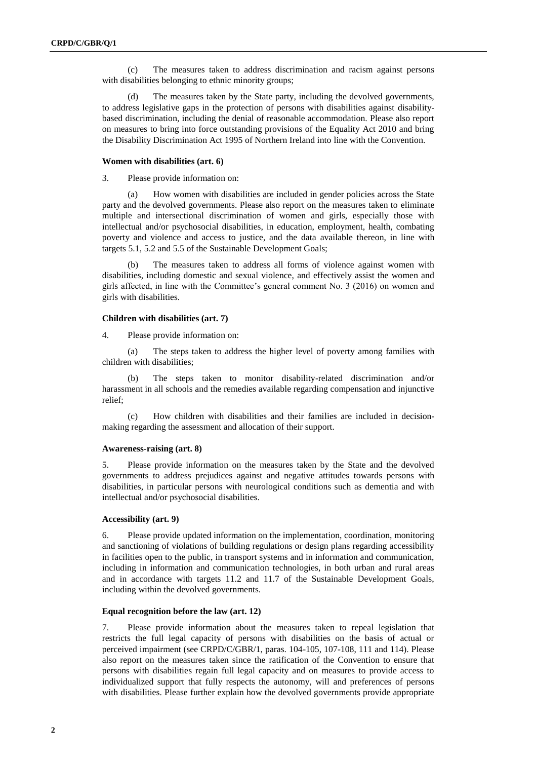(c) The measures taken to address discrimination and racism against persons with disabilities belonging to ethnic minority groups;

(d) The measures taken by the State party, including the devolved governments, to address legislative gaps in the protection of persons with disabilities against disability-based discrimination, including the denial of reasonable accommodation. Please also report on measures to bring into force outstanding provisions of the Equality Act 2010 and bring the Disability Discrimination Act 1995 of Northern Ireland into line with the Convention.

#### Women with disabilities (art. 6)

3. Please provide information on:

(a) How women with disabilities are included in gender policies across the State party and the devolved governments. Please also report on the measures taken to eliminate multiple and intersectional discrimination of women and girls, especially those with intellectual and/or psychosocial disabilities, in education, employment, health, combating poverty and violence and access to justice, and the data available thereon, in line with targets 5.1, 5.2 and 5.5 of the Sustainable Development Goals;

(b) The measures taken to address all forms of violence against women with disabilities, including domestic and sexual violence, and effectively assist the women and girls affected, in line with the Committee's general comment No. 3 (2016) on women and girls with disabilities.

#### Children with disabilities (art. 7)

4. Please provide information on:

(a) The steps taken to address the higher level of poverty among families with children with disabilities;

(b) The steps taken to monitor disability-related discrimination and/or harassment in all schools and the remedies available regarding compensation and injunctive relief;

(c) How children with disabilities and their families are included in decision-making regarding the assessment and allocation of their support.

#### Awareness-raising (art. 8)

5. Please provide information on the measures taken by the State and the devolved governments to address prejudices against and negative attitudes towards persons with disabilities, in particular persons with neurological conditions such as dementia and with intellectual and/or psychosocial disabilities.

#### Accessibility (art. 9)

6. Please provide updated information on the implementation, coordination, monitoring and sanctioning of violations of building regulations or design plans regarding accessibility in facilities open to the public, in transport systems and in information and communication, including in information and communication technologies, in both urban and rural areas and in accordance with targets 11.2 and 11.7 of the Sustainable Development Goals, including within the devolved governments.

#### Equal recognition before the law (art. 12)

7. Please provide information about the measures taken to repeal legislation that restricts the full legal capacity of persons with disabilities on the basis of actual or perceived impairment (see CRPD/C/GBR/1, paras. 104-105, 107-108, 111 and 114). Please also report on the measures taken since the ratification of the Convention to ensure that persons with disabilities regain full legal capacity and on measures to provide access to individualized support that fully respects the autonomy, will and preferences of persons with disabilities. Please further explain how the devolved governments provide appropriate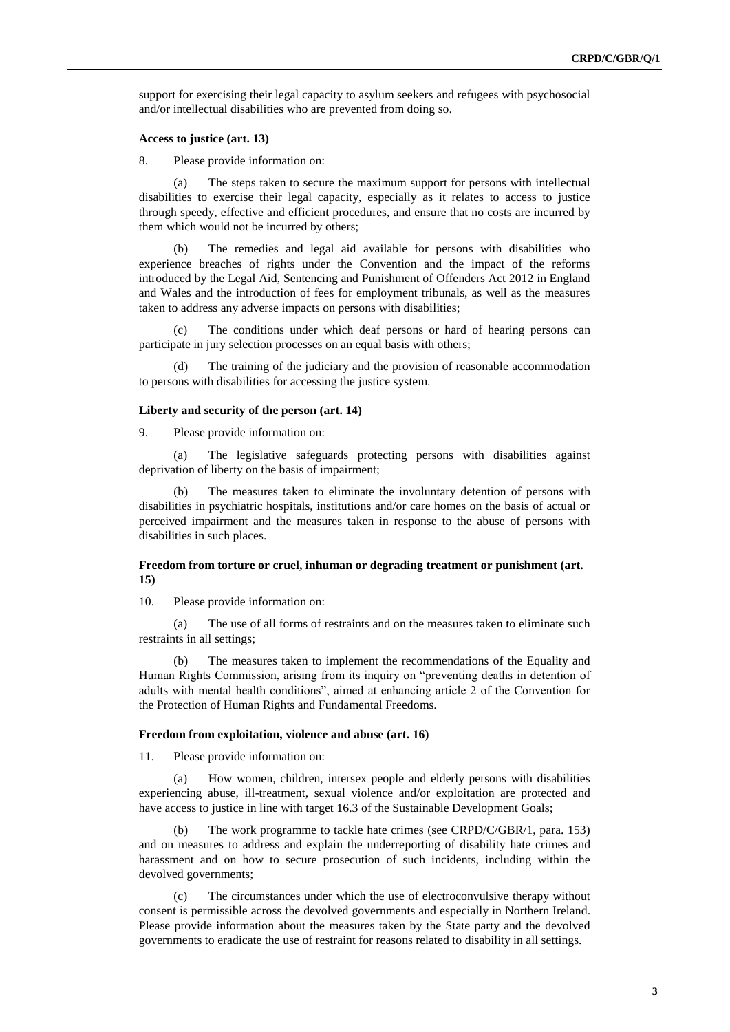support for exercising their legal capacity to asylum seekers and refugees with psychosocial and/or intellectual disabilities who are prevented from doing so.

### Access to justice (art. 13)

8. Please provide information on:

(a) The steps taken to secure the maximum support for persons with intellectual disabilities to exercise their legal capacity, especially as it relates to access to justice through speedy, effective and efficient procedures, and ensure that no costs are incurred by them which would not be incurred by others;

(b) The remedies and legal aid available for persons with disabilities who experience breaches of rights under the Convention and the impact of the reforms introduced by the Legal Aid, Sentencing and Punishment of Offenders Act 2012 in England and Wales and the introduction of fees for employment tribunals, as well as the measures taken to address any adverse impacts on persons with disabilities;

(c) The conditions under which deaf persons or hard of hearing persons can participate in jury selection processes on an equal basis with others;

(d) The training of the judiciary and the provision of reasonable accommodation to persons with disabilities for accessing the justice system.

### Liberty and security of the person (art. 14)

9. Please provide information on:

(a) The legislative safeguards protecting persons with disabilities against deprivation of liberty on the basis of impairment;

(b) The measures taken to eliminate the involuntary detention of persons with disabilities in psychiatric hospitals, institutions and/or care homes on the basis of actual or perceived impairment and the measures taken in response to the abuse of persons with disabilities in such places.

### Freedom from torture or cruel, inhuman or degrading treatment or punishment (art. 15)

10. Please provide information on:

(a) The use of all forms of restraints and on the measures taken to eliminate such restraints in all settings;

(b) The measures taken to implement the recommendations of the Equality and Human Rights Commission, arising from its inquiry on "preventing deaths in detention of adults with mental health conditions", aimed at enhancing article 2 of the Convention for the Protection of Human Rights and Fundamental Freedoms.

### Freedom from exploitation, violence and abuse (art. 16)

11. Please provide information on:

(a) How women, children, intersex people and elderly persons with disabilities experiencing abuse, ill-treatment, sexual violence and/or exploitation are protected and have access to justice in line with target 16.3 of the Sustainable Development Goals;

(b) The work programme to tackle hate crimes (see CRPD/C/GBR/1, para. 153) and on measures to address and explain the underreporting of disability hate crimes and harassment and on how to secure prosecution of such incidents, including within the devolved governments;

(c) The circumstances under which the use of electroconvulsive therapy without consent is permissible across the devolved governments and especially in Northern Ireland. Please provide information about the measures taken by the State party and the devolved governments to eradicate the use of restraint for reasons related to disability in all settings.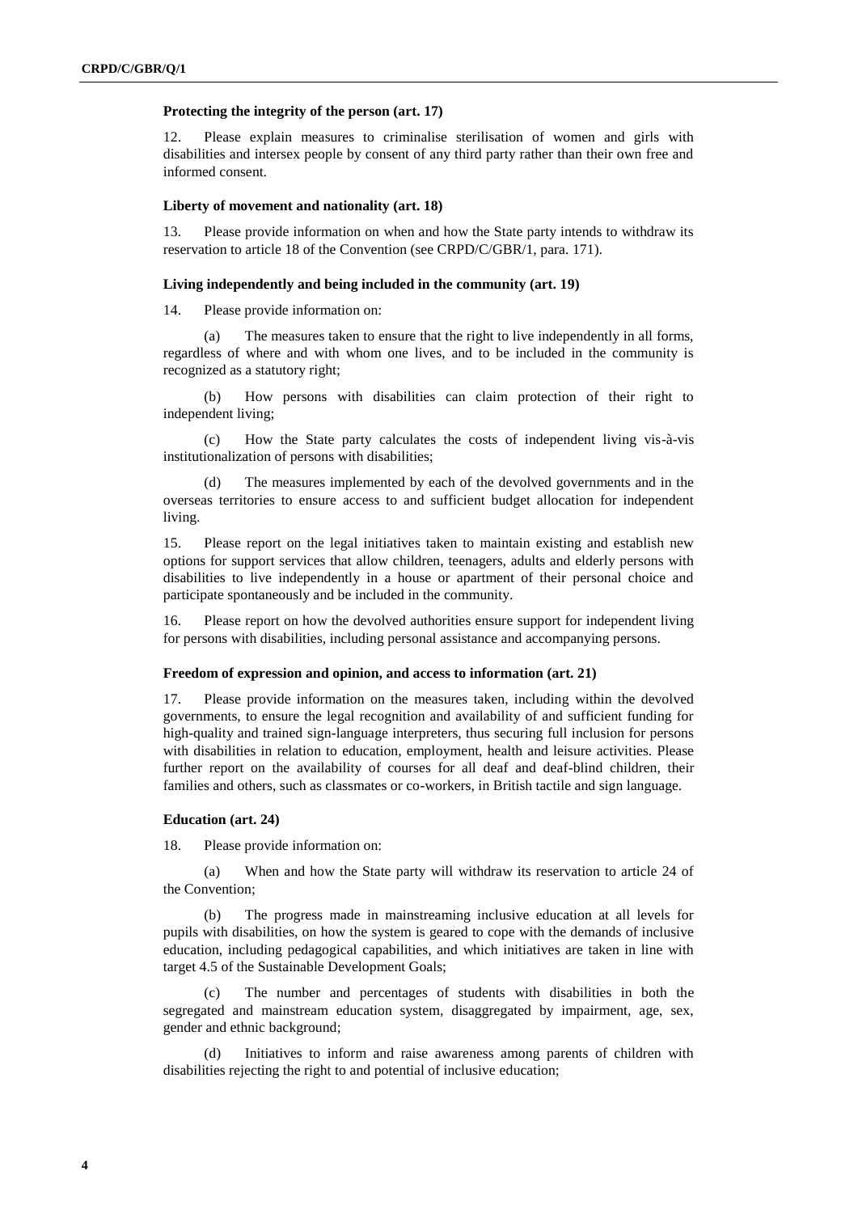### Protecting the integrity of the person (art. 17)

12. Please explain measures to criminalise sterilisation of women and girls with disabilities and intersex people by consent of any third party rather than their own free and informed consent.

### Liberty of movement and nationality (art. 18)

13. Please provide information on when and how the State party intends to withdraw its reservation to article 18 of the Convention (see CRPD/C/GBR/1, para. 171).

### Living independently and being included in the community (art. 19)

14. Please provide information on:

(a) The measures taken to ensure that the right to live independently in all forms, regardless of where and with whom one lives, and to be included in the community is recognized as a statutory right;

(b) How persons with disabilities can claim protection of their right to independent living;

(c) How the State party calculates the costs of independent living vis-à-vis institutionalization of persons with disabilities;

(d) The measures implemented by each of the devolved governments and in the overseas territories to ensure access to and sufficient budget allocation for independent living.

15. Please report on the legal initiatives taken to maintain existing and establish new options for support services that allow children, teenagers, adults and elderly persons with disabilities to live independently in a house or apartment of their personal choice and participate spontaneously and be included in the community.

16. Please report on how the devolved authorities ensure support for independent living for persons with disabilities, including personal assistance and accompanying persons.

### Freedom of expression and opinion, and access to information (art. 21)

17. Please provide information on the measures taken, including within the devolved governments, to ensure the legal recognition and availability of and sufficient funding for high-quality and trained sign-language interpreters, thus securing full inclusion for persons with disabilities in relation to education, employment, health and leisure activities. Please further report on the availability of courses for all deaf and deaf-blind children, their families and others, such as classmates or co-workers, in British tactile and sign language.

### Education (art. 24)

18. Please provide information on:

(a) When and how the State party will withdraw its reservation to article 24 of the Convention;

(b) The progress made in mainstreaming inclusive education at all levels for pupils with disabilities, on how the system is geared to cope with the demands of inclusive education, including pedagogical capabilities, and which initiatives are taken in line with target 4.5 of the Sustainable Development Goals;

(c) The number and percentages of students with disabilities in both the segregated and mainstream education system, disaggregated by impairment, age, sex, gender and ethnic background;

(d) Initiatives to inform and raise awareness among parents of children with disabilities rejecting the right to and potential of inclusive education;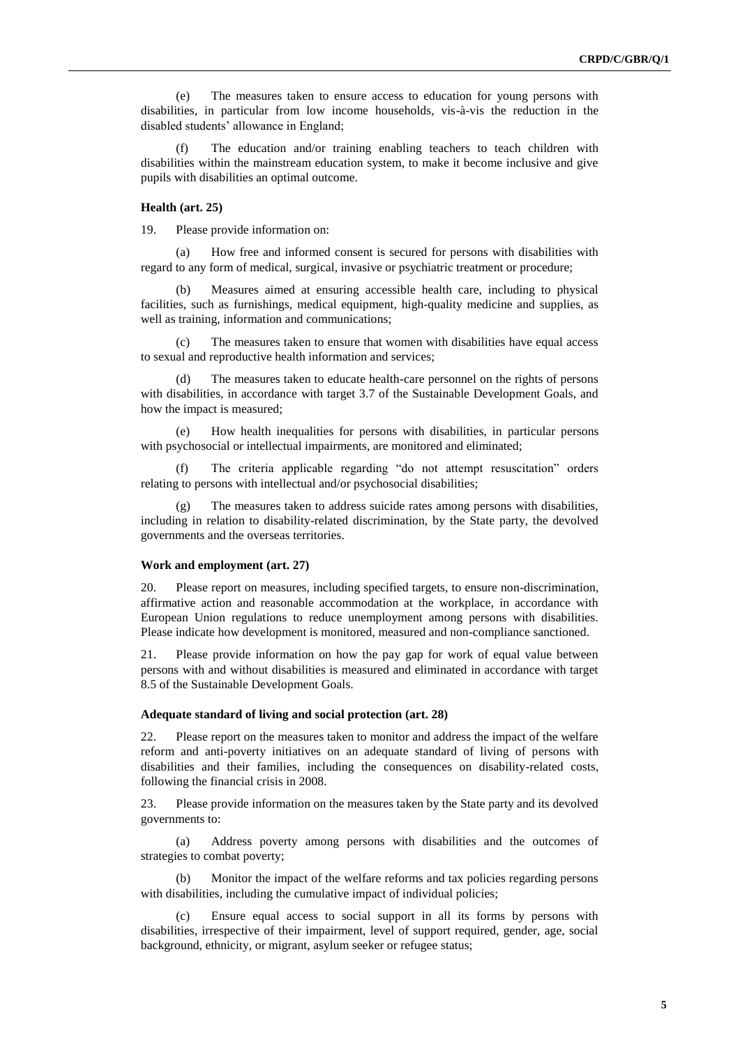(e) The measures taken to ensure access to education for young persons with disabilities, in particular from low income households, vis-à-vis the reduction in the disabled students' allowance in England;

(f) The education and/or training enabling teachers to teach children with disabilities within the mainstream education system, to make it become inclusive and give pupils with disabilities an optimal outcome.

#### Health (art. 25)

19. Please provide information on:

(a) How free and informed consent is secured for persons with disabilities with regard to any form of medical, surgical, invasive or psychiatric treatment or procedure;

(b) Measures aimed at ensuring accessible health care, including to physical facilities, such as furnishings, medical equipment, high-quality medicine and supplies, as well as training, information and communications;

(c) The measures taken to ensure that women with disabilities have equal access to sexual and reproductive health information and services;

(d) The measures taken to educate health-care personnel on the rights of persons with disabilities, in accordance with target 3.7 of the Sustainable Development Goals, and how the impact is measured;

(e) How health inequalities for persons with disabilities, in particular persons with psychosocial or intellectual impairments, are monitored and eliminated;

(f) The criteria applicable regarding "do not attempt resuscitation" orders relating to persons with intellectual and/or psychosocial disabilities;

(g) The measures taken to address suicide rates among persons with disabilities, including in relation to disability-related discrimination, by the State party, the devolved governments and the overseas territories.

#### Work and employment (art. 27)

20. Please report on measures, including specified targets, to ensure non-discrimination, affirmative action and reasonable accommodation at the workplace, in accordance with European Union regulations to reduce unemployment among persons with disabilities. Please indicate how development is monitored, measured and non-compliance sanctioned.

21. Please provide information on how the pay gap for work of equal value between persons with and without disabilities is measured and eliminated in accordance with target 8.5 of the Sustainable Development Goals.

#### Adequate standard of living and social protection (art. 28)

22. Please report on the measures taken to monitor and address the impact of the welfare reform and anti-poverty initiatives on an adequate standard of living of persons with disabilities and their families, including the consequences on disability-related costs, following the financial crisis in 2008.

23. Please provide information on the measures taken by the State party and its devolved governments to:

(a) Address poverty among persons with disabilities and the outcomes of strategies to combat poverty;

(b) Monitor the impact of the welfare reforms and tax policies regarding persons with disabilities, including the cumulative impact of individual policies;

(c) Ensure equal access to social support in all its forms by persons with disabilities, irrespective of their impairment, level of support required, gender, age, social background, ethnicity, or migrant, asylum seeker or refugee status;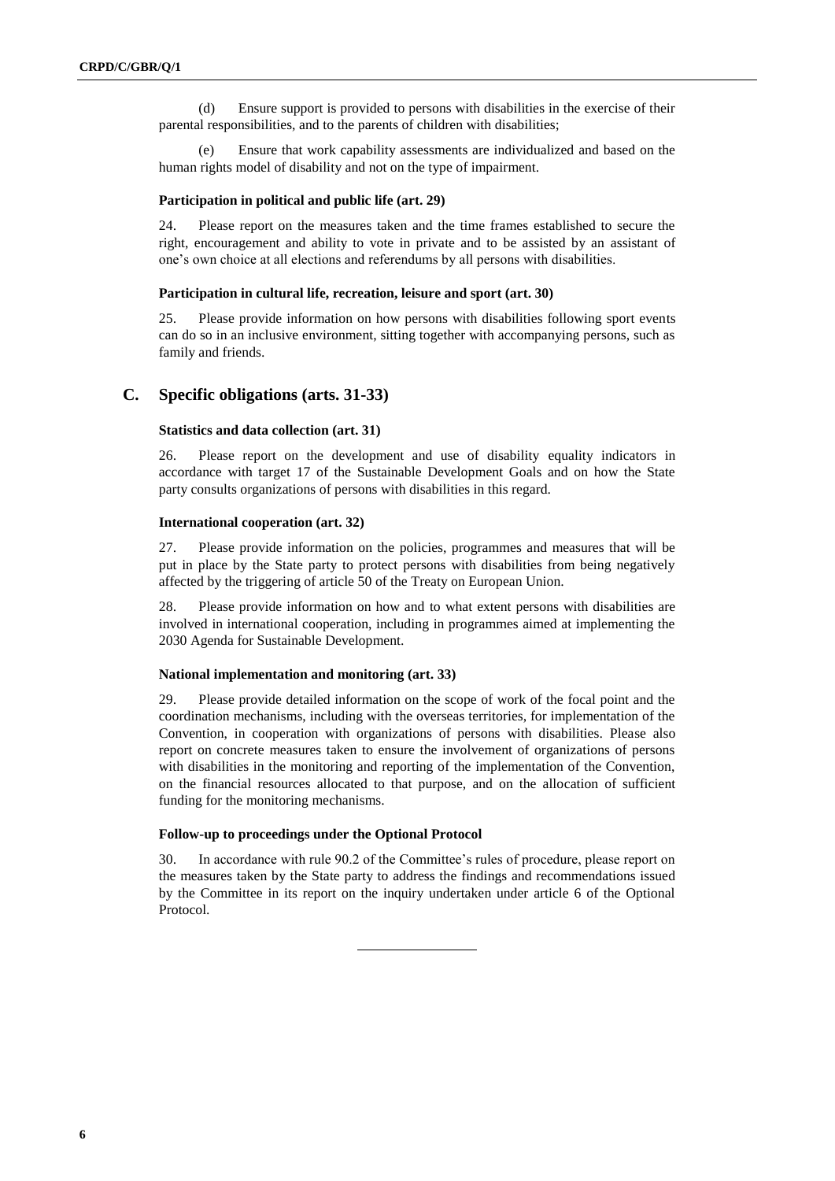(d) Ensure support is provided to persons with disabilities in the exercise of their parental responsibilities, and to the parents of children with disabilities;

(e) Ensure that work capability assessments are individualized and based on the human rights model of disability and not on the type of impairment.

#### Participation in political and public life (art. 29)

24. Please report on the measures taken and the time frames established to secure the right, encouragement and ability to vote in private and to be assisted by an assistant of one's own choice at all elections and referendums by all persons with disabilities.

#### Participation in cultural life, recreation, leisure and sport (art. 30)

25. Please provide information on how persons with disabilities following sport events can do so in an inclusive environment, sitting together with accompanying persons, such as family and friends.

## C. Specific obligations (arts. 31-33)

#### Statistics and data collection (art. 31)

26. Please report on the development and use of disability equality indicators in accordance with target 17 of the Sustainable Development Goals and on how the State party consults organizations of persons with disabilities in this regard.

#### International cooperation (art. 32)

27. Please provide information on the policies, programmes and measures that will be put in place by the State party to protect persons with disabilities from being negatively affected by the triggering of article 50 of the Treaty on European Union.

28. Please provide information on how and to what extent persons with disabilities are involved in international cooperation, including in programmes aimed at implementing the 2030 Agenda for Sustainable Development.

#### National implementation and monitoring (art. 33)

29. Please provide detailed information on the scope of work of the focal point and the coordination mechanisms, including with the overseas territories, for implementation of the Convention, in cooperation with organizations of persons with disabilities. Please also report on concrete measures taken to ensure the involvement of organizations of persons with disabilities in the monitoring and reporting of the implementation of the Convention, on the financial resources allocated to that purpose, and on the allocation of sufficient funding for the monitoring mechanisms.

#### Follow-up to proceedings under the Optional Protocol

30. In accordance with rule 90.2 of the Committee's rules of procedure, please report on the measures taken by the State party to address the findings and recommendations issued by the Committee in its report on the inquiry undertaken under article 6 of the Optional Protocol.